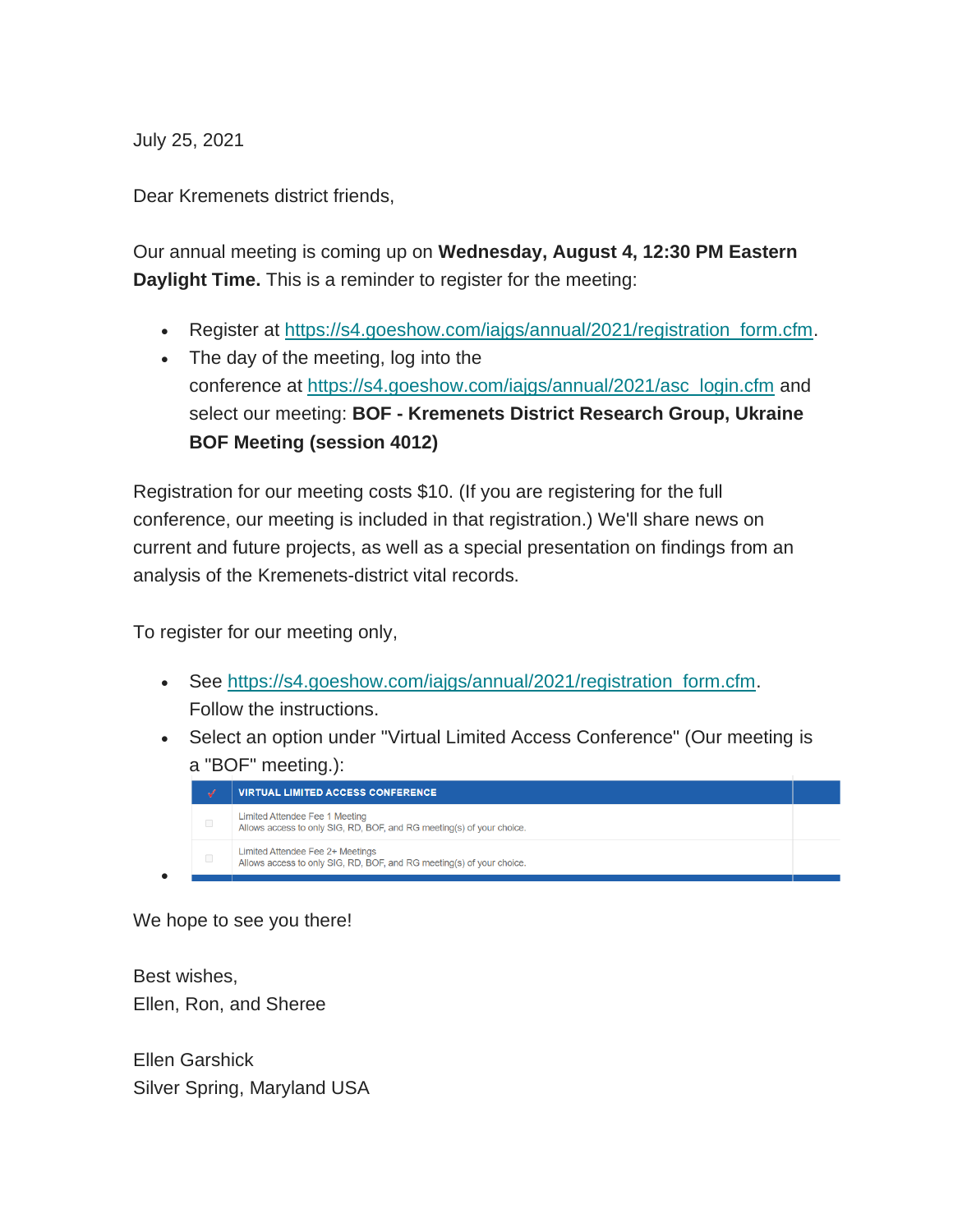July 25, 2021

Dear Kremenets district friends,

Our annual meeting is coming up on **Wednesday, August 4, 12:30 PM Eastern Daylight Time.** This is a reminder to register for the meeting:

- Register at https://s4.goeshow.com/iajgs/annual/2021/registration_form.cfm.
- The day of the meeting, log into the conference at https://s4.goeshow.com/iajgs/annual/2021/asc_login.cfm and select our meeting: **BOF - Kremenets District Research Group, Ukraine BOF Meeting (session 4012)**

Registration for our meeting costs $10. (If you are registering for the full conference, our meeting is included in that registration.) We'll share news on current and future projects, as well as a special presentation on findings from an analysis of the Kremenets-district vital records.

To register for our meeting only,

- See https://s4.goeshow.com/iajgs/annual/2021/registration_form.cfm. Follow the instructions.
- Select an option under "Virtual Limited Access Conference" (Our meeting is a "BOF" meeting.):

| ✓ | VIRTUAL LIMITED ACCESS CONFERENCE | |
|---|---|---|
| | Limited Attendee Fee 1 Meeting<br>Allows access to only SIG, RD, BOF, and RG meeting(s) of your choice. | |
| | Limited Attendee Fee 2+ Meetings<br>Allows access to only SIG, RD, BOF, and RG meeting(s) of your choice. | |

We hope to see you there!

Best wishes,
Ellen, Ron, and Sheree

Ellen Garshick
Silver Spring, Maryland USA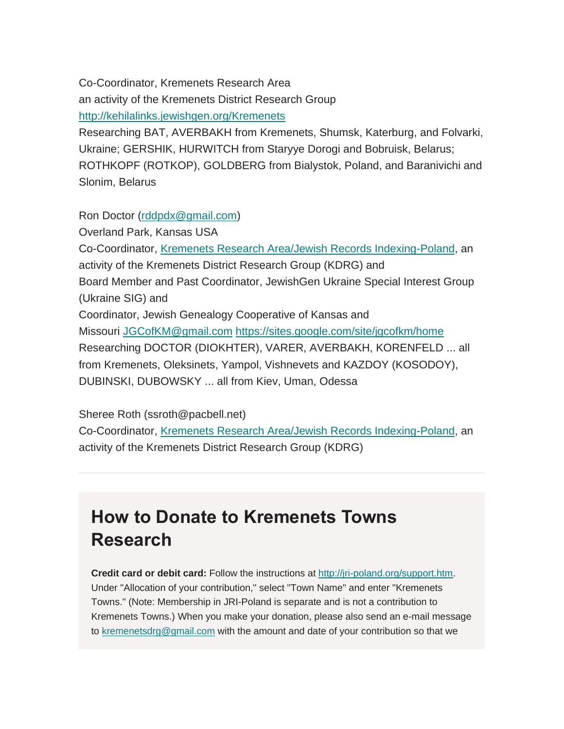Co-Coordinator, Kremenets Research Area
an activity of the Kremenets District Research Group
[http://kehilalinks.jewishgen.org/Kremenets](http://kehilalinks.jewishgen.org/Kremenets)
Researching BAT, AVERBAKH from Kremenets, Shumsk, Katerburg, and Folvarki, Ukraine; GERSHIK, HURWITCH from Staryye Dorogi and Bobruisk, Belarus; ROTHKOPF (ROTKOP), GOLDBERG from Bialystok, Poland, and Baranivichi and Slonim, Belarus

Ron Doctor ([rddpdx@gmail.com](mailto:rddpdx@gmail.com))
Overland Park, Kansas USA
Co-Coordinator, [Kremenets Research Area/Jewish Records Indexing-Poland](), an activity of the Kremenets District Research Group (KDRG) and
Board Member and Past Coordinator, JewishGen Ukraine Special Interest Group (Ukraine SIG) and
Coordinator, Jewish Genealogy Cooperative of Kansas and Missouri [JGCofKM@gmail.com](mailto:JGCofKM@gmail.com) [https://sites.google.com/site/jgcofkm/home](https://sites.google.com/site/jgcofkm/home)
Researching DOCTOR (DIOKHTER), VARER, AVERBAKH, KORENFELD ... all from Kremenets, Oleksinets, Yampol, Vishnevets and KAZDOY (KOSODOY), DUBINSKI, DUBOWSKY ... all from Kiev, Uman, Odessa

Sheree Roth (ssroth@pacbell.net)
Co-Coordinator, [Kremenets Research Area/Jewish Records Indexing-Poland](), an activity of the Kremenets District Research Group (KDRG)

---

## How to Donate to Kremenets Towns Research

**Credit card or debit card:** Follow the instructions at [http://jri-poland.org/support.htm](http://jri-poland.org/support.htm). Under "Allocation of your contribution," select "Town Name" and enter "Kremenets Towns." (Note: Membership in JRI-Poland is separate and is not a contribution to Kremenets Towns.) When you make your donation, please also send an e-mail message to [kremenetsdrg@gmail.com](mailto:kremenetsdrg@gmail.com) with the amount and date of your contribution so that we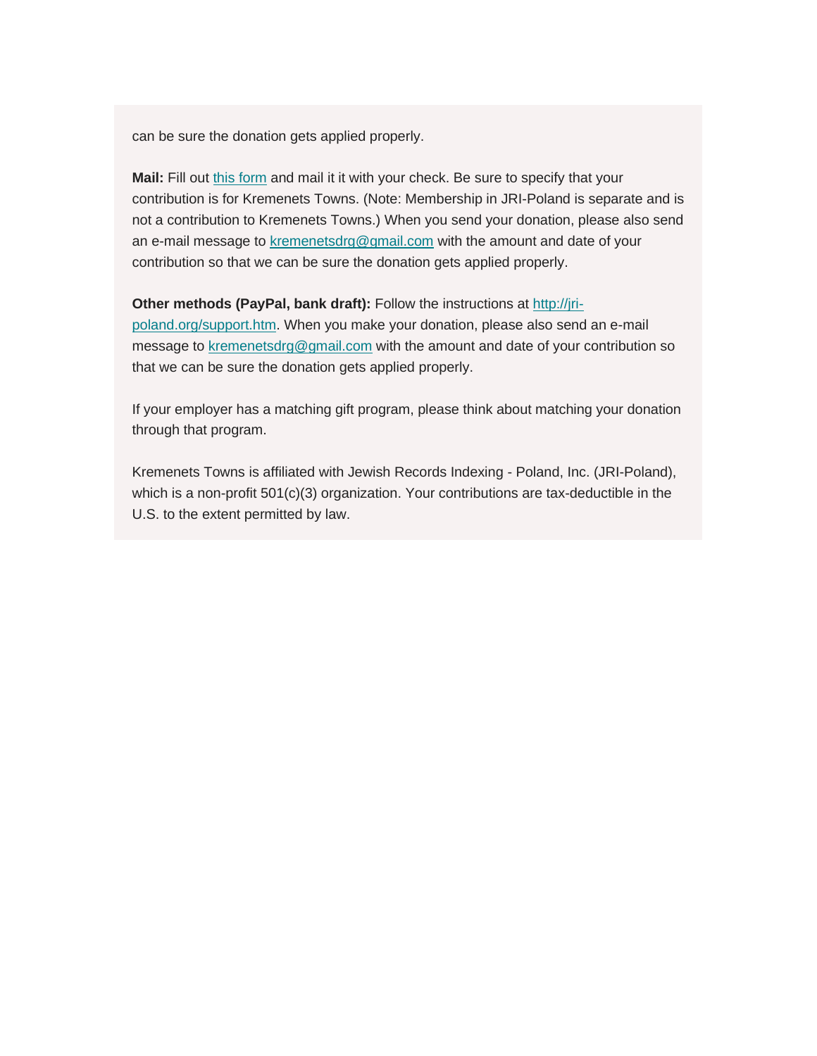can be sure the donation gets applied properly.

**Mail:** Fill out this form and mail it it with your check. Be sure to specify that your contribution is for Kremenets Towns. (Note: Membership in JRI-Poland is separate and is not a contribution to Kremenets Towns.) When you send your donation, please also send an e-mail message to kremenetsdrg@gmail.com with the amount and date of your contribution so that we can be sure the donation gets applied properly.

**Other methods (PayPal, bank draft):** Follow the instructions at http://jri-poland.org/support.htm. When you make your donation, please also send an e-mail message to kremenetsdrg@gmail.com with the amount and date of your contribution so that we can be sure the donation gets applied properly.

If your employer has a matching gift program, please think about matching your donation through that program.

Kremenets Towns is affiliated with Jewish Records Indexing - Poland, Inc. (JRI-Poland), which is a non-profit 501(c)(3) organization. Your contributions are tax-deductible in the U.S. to the extent permitted by law.